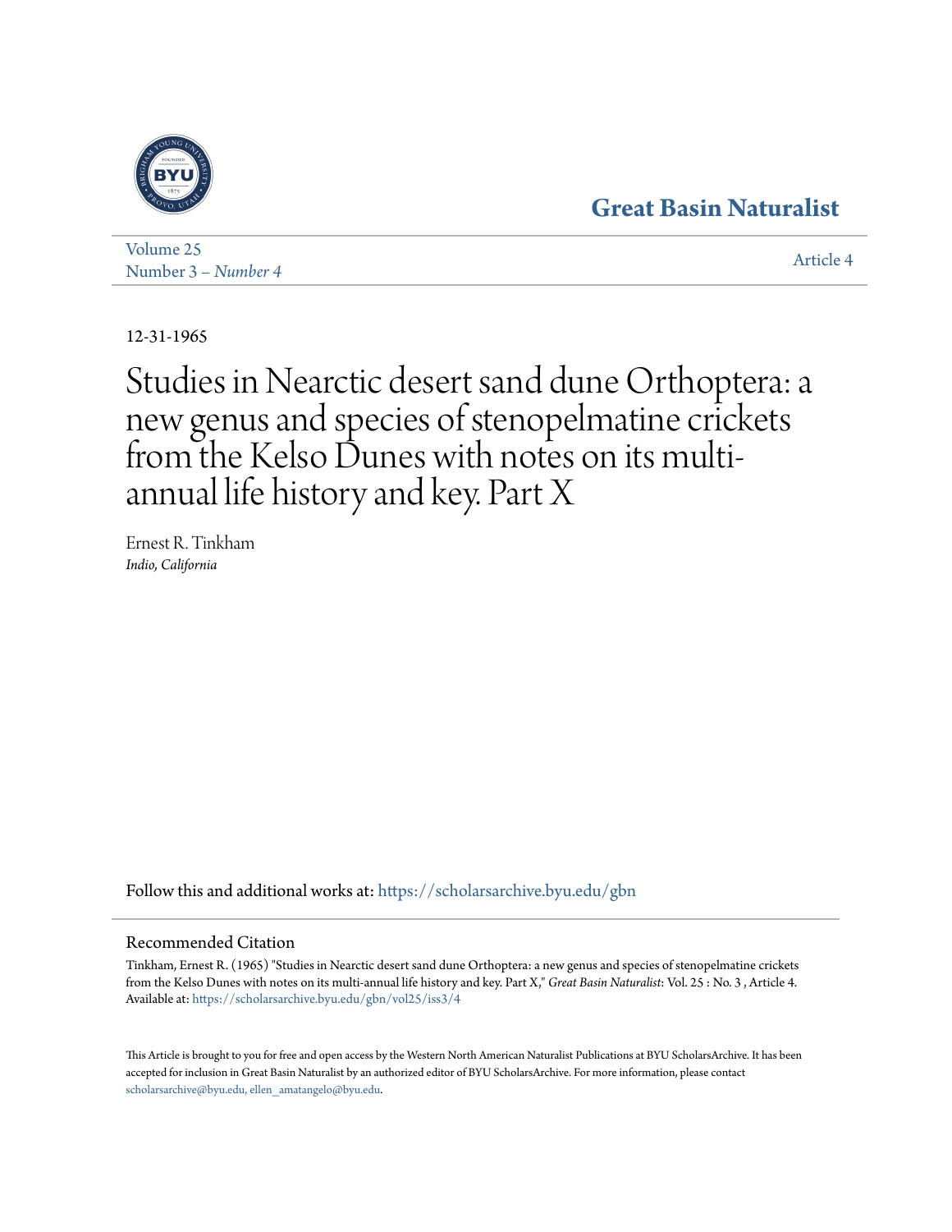Great Basin Naturalist

Volume 25
Number 3 – *Number 4*

Article 4

12-31-1965

# Studies in Nearctic desert sand dune Orthoptera: a new genus and species of stenopelmatine crickets from the Kelso Dunes with notes on its multi-annual life history and key. Part X

Ernest R. Tinkham
*Indio, California*

Follow this and additional works at: https://scholarsarchive.byu.edu/gbn

## Recommended Citation

Tinkham, Ernest R. (1965) "Studies in Nearctic desert sand dune Orthoptera: a new genus and species of stenopelmatine crickets from the Kelso Dunes with notes on its multi-annual life history and key. Part X," *Great Basin Naturalist*: Vol. 25 : No. 3 , Article 4.
Available at: https://scholarsarchive.byu.edu/gbn/vol25/iss3/4

This Article is brought to you for free and open access by the Western North American Naturalist Publications at BYU ScholarsArchive. It has been accepted for inclusion in Great Basin Naturalist by an authorized editor of BYU ScholarsArchive. For more information, please contact scholarsarchive@byu.edu, ellen_amatangelo@byu.edu.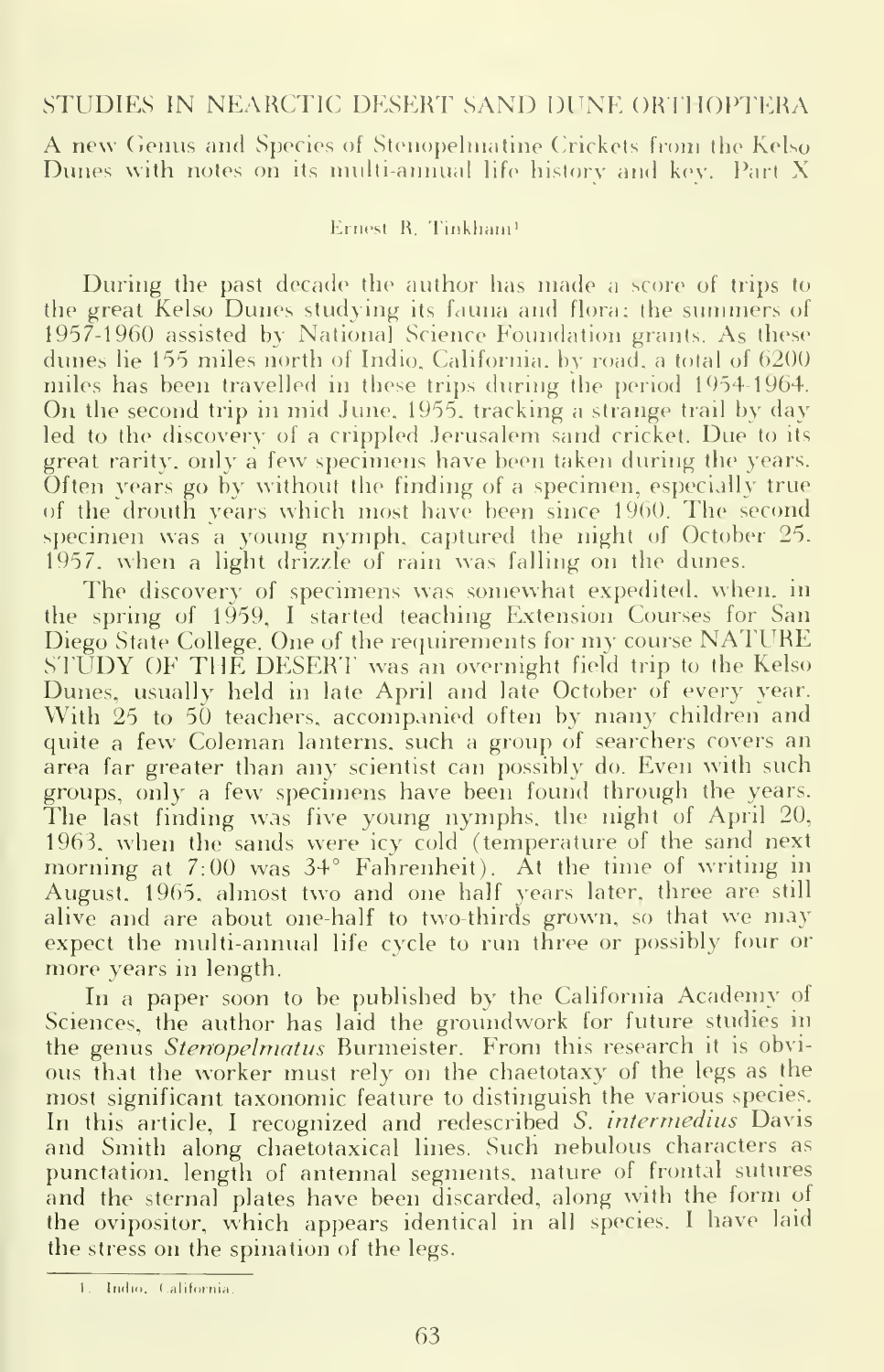## STUDIES IN NEARCTIC DESERT SAND DUNE ORTHOPTERA

### A new Genus and Species of Stenopelmatine Crickets from the Kelso Dunes with notes on its multi-annual life history and key. Part X

Ernest R. Tinkham[1]

During the past decade the author has made a score of trips to the great Kelso Dunes studying its fauna and flora: the summers of 1957-1960 assisted by National Science Foundation grants. As these dunes lie 155 miles north of Indio, California, by road, a total of 6200 miles has been travelled in these trips during the period 1954-1964. On the second trip in mid June, 1955, tracking a strange trail by day led to the discovery of a crippled Jerusalem sand cricket. Due to its great rarity, only a few specimens have been taken during the years. Often years go by without the finding of a specimen, especially true of the drouth years which most have been since 1960. The second specimen was a young nymph, captured the night of October 25, 1957, when a light drizzle of rain was falling on the dunes.

The discovery of specimens was somewhat expedited, when, in the spring of 1959, I started teaching Extension Courses for San Diego State College. One of the requirements for my course NATURE STUDY OF THE DESERT was an overnight field trip to the Kelso Dunes, usually held in late April and late October of every year. With 25 to 50 teachers, accompanied often by many children and quite a few Coleman lanterns, such a group of searchers covers an area far greater than any scientist can possibly do. Even with such groups, only a few specimens have been found through the years. The last finding was five young nymphs, the night of April 20, 1963, when the sands were icy cold (temperature of the sand next morning at 7:00 was 34° Fahrenheit). At the time of writing in August, 1965, almost two and one half years later, three are still alive and are about one-half to two-thirds grown, so that we may expect the multi-annual life cycle to run three or possibly four or more years in length.

In a paper soon to be published by the California Academy of Sciences, the author has laid the groundwork for future studies in the genus *Stenopelmatus* Burmeister. From this research it is obvious that the worker must rely on the chaetotaxy of the legs as the most significant taxonomic feature to distinguish the various species. In this article, I recognized and redescribed *S. intermedius* Davis and Smith along chaetotaxical lines. Such nebulous characters as punctation, length of antennal segments, nature of frontal sutures and the sternal plates have been discarded, along with the form of the ovipositor, which appears identical in all species. I have laid the stress on the spination of the legs.

---

1. Indio, California.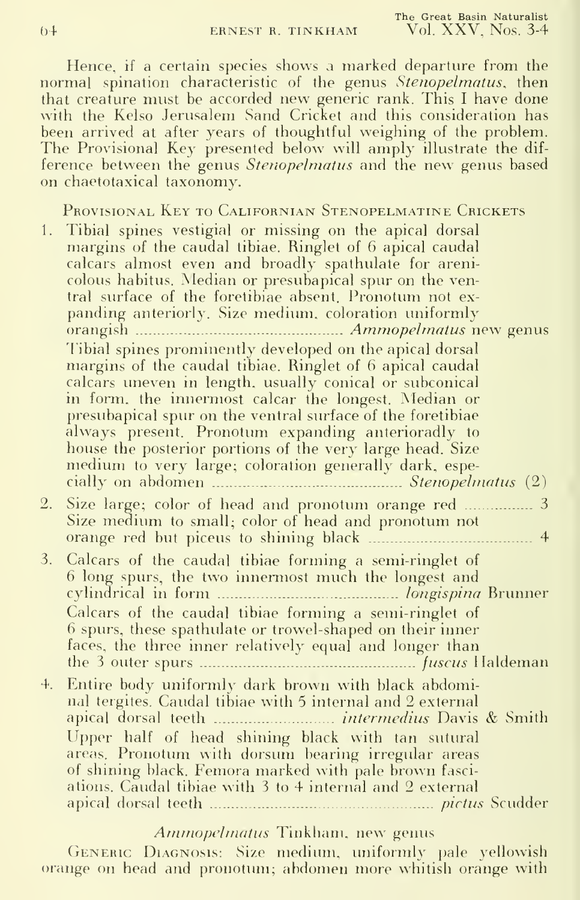Hence, if a certain species shows a marked departure from the normal spination characteristic of the genus *Stenopelmatus*, then that creature must be accorded new generic rank. This I have done with the Kelso Jerusalem Sand Cricket and this consideration has been arrived at after years of thoughtful weighing of the problem. The Provisional Key presented below will amply illustrate the difference between the genus *Stenopelmatus* and the new genus based on chaetotaxical taxonomy.

## Provisional Key to Californian Stenopelmatine Crickets

1. Tibial spines vestigial or missing on the apical dorsal margins of the caudal tibiae. Ringlet of 6 apical caudal calcars almost even and broadly spathulate for arenicolous habitus. Median or presubapical spur on the ventral surface of the foretibiae absent. Pronotum not expanding anteriorly. Size medium, coloration uniformly orangish .................................................. *Ammopelmatus* new genus

   Tibial spines prominently developed on the apical dorsal margins of the caudal tibiae. Ringlet of 6 apical caudal calcars uneven in length, usually conical or subconical in form, the innermost calcar the longest. Median or presubapical spur on the ventral surface of the foretibiae always present. Pronotum expanding anterioradly to house the posterior portions of the very large head. Size medium to very large; coloration generally dark, especially on abdomen .................................................. *Stenopelmatus* (2)

2. Size large; color of head and pronotum orange red .................. 3

   Size medium to small; color of head and pronotum not orange red but piceus to shining black .................................. 4

3. Calcars of the caudal tibiae forming a semi-ringlet of 6 long spurs, the two innermost much the longest and cylindrical in form .................................................. *longispina* Brunner

   Calcars of the caudal tibiae forming a semi-ringlet of 6 spurs, these spathulate or trowel-shaped on their inner faces, the three inner relatively equal and longer than the 3 outer spurs .................................................. *fuscus* Haldeman

4. Entire body uniformly dark brown with black abdominal tergites. Caudal tibiae with 5 internal and 2 external apical dorsal teeth .................................. *intermedius* Davis & Smith

   Upper half of head shining black with tan sutural areas. Pronotum with dorsum bearing irregular areas of shining black. Femora marked with pale brown fasciations. Caudal tibiae with 3 to 4 internal and 2 external apical dorsal teeth .................................................. *pictus* Scudder

### *Ammopelmatus* Tinkham, new genus

Generic Diagnosis: Size medium, uniformly pale yellowish orange on head and pronotum; abdomen more whitish orange with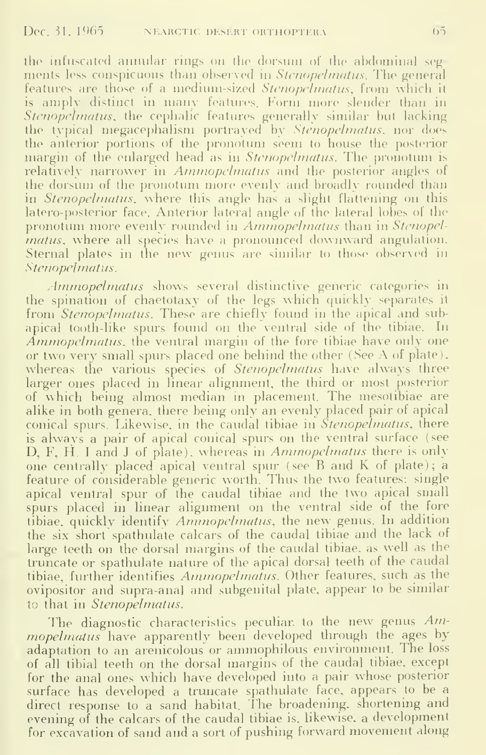the infuscated annular rings on the dorsum of the abdominal segments less conspicuous than observed in *Stenopelmatus*. The general features are those of a medium-sized *Stenopelmatus*, from which it is amply distinct in many features. Form more slender than in *Stenopelmatus*, the cephalic features generally similar but lacking the typical megacephalism portrayed by *Stenopelmatus*, nor does the anterior portions of the pronotum seem to house the posterior margin of the enlarged head as in *Stenopelmatus*. The pronotum is relatively narrower in *Ammopelmatus* and the posterior angles of the dorsum of the pronotum more evenly and broadly rounded than in *Stenopelmatus*, where this angle has a slight flattening on this latero-posterior face. Anterior lateral angle of the lateral lobes of the pronotum more evenly rounded in *Ammopelmatus* than in *Stenopelmatus*, where all species have a pronounced downward angulation. Sternal plates in the new genus are similar to those observed in *Stenopelmatus*.

*Ammopelmatus* shows several distinctive generic categories in the spination of chaetotaxy of the legs which quickly separates it from *Stenopelmatus*. These are chiefly found in the apical and subapical tooth-like spurs found on the ventral side of the tibiae. In *Ammopelmatus*, the ventral margin of the fore tibiae have only one or two very small spurs placed one behind the other (See A of plate), whereas the various species of *Stenopelmatus* have always three larger ones placed in linear alignment, the third or most posterior of which being almost median in placement. The mesotibiae are alike in both genera, there being only an evenly placed pair of apical conical spurs. Likewise, in the caudal tibiae in *Stenopelmatus*, there is always a pair of apical conical spurs on the ventral surface (see D, F, H, I and J of plate), whereas in *Ammopelmatus* there is only one centrally placed apical ventral spur (see B and K of plate); a feature of considerable generic worth. Thus the two features: single apical ventral spur of the caudal tibiae and the two apical small spurs placed in linear alignment on the ventral side of the fore tibiae, quickly identify *Ammopelmatus*, the new genus. In addition the six short spathulate calcars of the caudal tibiae and the lack of large teeth on the dorsal margins of the caudal tibiae, as well as the truncate or spathulate nature of the apical dorsal teeth of the caudal tibiae, further identifies *Ammopelmatus*. Other features, such as the ovipositor and supra-anal and subgenital plate, appear to be similar to that in *Stenopelmatus*.

The diagnostic characteristics peculiar to the new genus *Ammopelmatus* have apparently been developed through the ages by adaptation to an arenicolous or ammophilous environment. The loss of all tibial teeth on the dorsal margins of the caudal tibiae, except for the anal ones which have developed into a pair whose posterior surface has developed a truncate spathulate face, appears to be a direct response to a sand habitat. The broadening, shortening and evening of the calcars of the caudal tibiae is, likewise, a development for excavation of sand and a sort of pushing forward movement along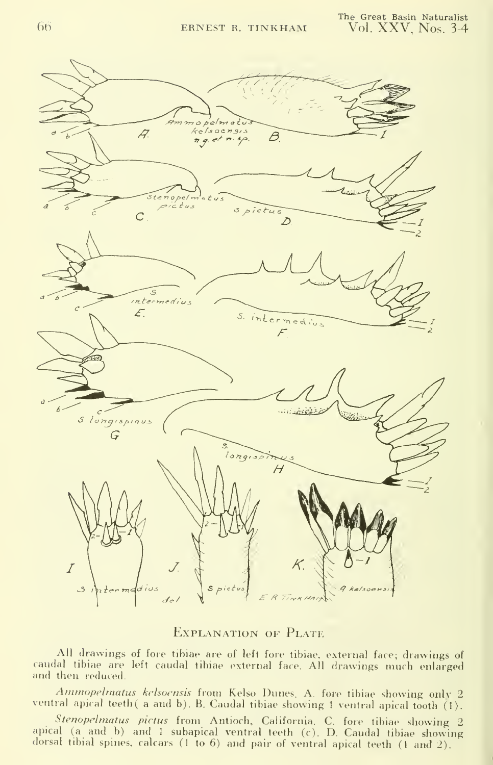## Explanation of Plate

All drawings of fore tibiae are of left fore tibiae, external face; drawings of caudal tibiae are left caudal tibiae external face. All drawings much enlarged and then reduced.

*Ammopelmatus kelsoensis* from Kelso Dunes. A. fore tibiae showing only 2 ventral apical teeth (a and b). B. Caudal tibiae showing 1 ventral apical tooth (1).

*Stenopelmatus pictus* from Antioch, California. C. fore tibiae showing 2 apical (a and b) and 1 subapical ventral teeth (c). D. Caudal tibiae showing dorsal tibial spines, calcars (1 to 6) and pair of ventral apical teeth (1 and 2).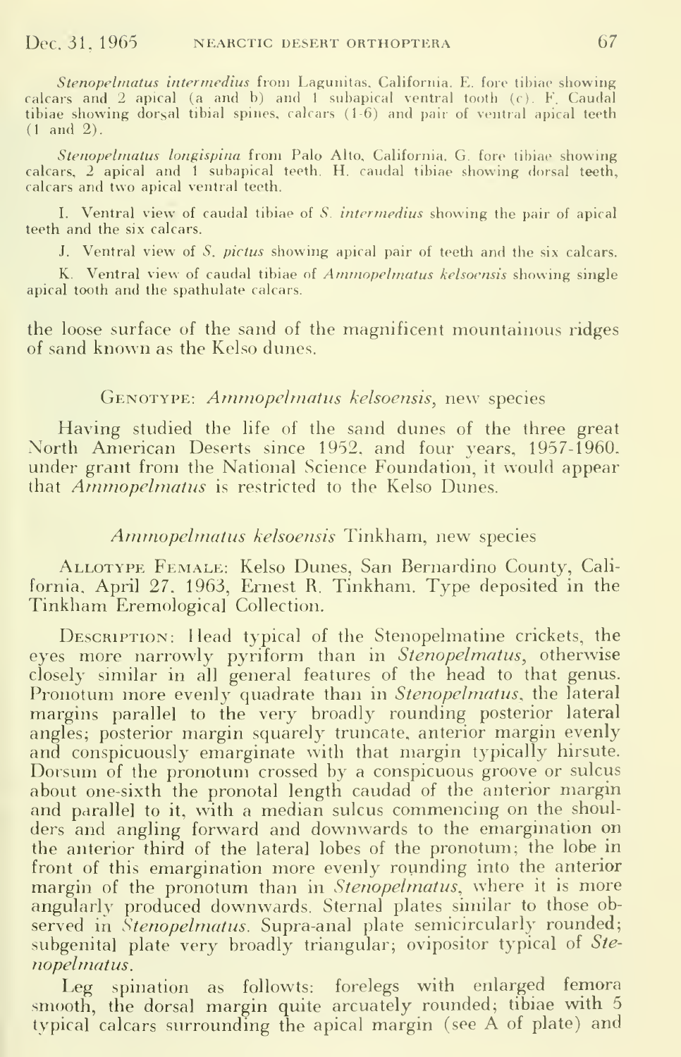*Stenopelmatus intermedius* from Lagunitas, California. E. fore tibiae showing calcars and 2 apical (a and b) and 1 subapical ventral tooth (c). F. Caudal tibiae showing dorsal tibial spines, calcars (1-6) and pair of ventral apical teeth (1 and 2).

*Stenopelmatus longispina* from Palo Alto, California. G. fore tibiae showing calcars, 2 apical and 1 subapical teeth. H. caudal tibiae showing dorsal teeth, calcars and two apical ventral teeth.

I. Ventral view of caudal tibiae of *S. intermedius* showing the pair of apical teeth and the six calcars.

J. Ventral view of *S. pictus* showing apical pair of teeth and the six calcars.

K. Ventral view of caudal tibiae of *Ammopelmatus kelsoensis* showing single apical tooth and the spathulate calcars.

the loose surface of the sand of the magnificent mountainous ridges of sand known as the Kelso dunes.

GENOTYPE: *Ammopelmatus kelsoensis*, new species

Having studied the life of the sand dunes of the three great North American Deserts since 1952, and four years, 1957-1960, under grant from the National Science Foundation, it would appear that *Ammopelmatus* is restricted to the Kelso Dunes.

### *Ammopelmatus kelsoensis* Tinkham, new species

ALLOTYPE FEMALE: Kelso Dunes, San Bernardino County, California, April 27, 1963, Ernest R. Tinkham. Type deposited in the Tinkham Eremological Collection.

DESCRIPTION: Head typical of the Stenopelmatine crickets, the eyes more narrowly pyriform than in *Stenopelmatus*, otherwise closely similar in all general features of the head to that genus. Pronotum more evenly quadrate than in *Stenopelmatus*, the lateral margins parallel to the very broadly rounding posterior lateral angles; posterior margin squarely truncate, anterior margin evenly and conspicuously emarginate with that margin typically hirsute. Dorsum of the pronotum crossed by a conspicuous groove or sulcus about one-sixth the pronotal length caudad of the anterior margin and parallel to it, with a median sulcus commencing on the shoulders and angling forward and downwards to the emargination on the anterior third of the lateral lobes of the pronotum; the lobe in front of this emargination more evenly rounding into the anterior margin of the pronotum than in *Stenopelmatus*, where it is more angularly produced downwards. Sternal plates similar to those observed in *Stenopelmatus*. Supra-anal plate semicircularly rounded; subgenital plate very broadly triangular; ovipositor typical of *Stenopelmatus*.

Leg spination as followts: forelegs with enlarged femora smooth, the dorsal margin quite arcuately rounded; tibiae with 5 typical calcars surrounding the apical margin (see A of plate) and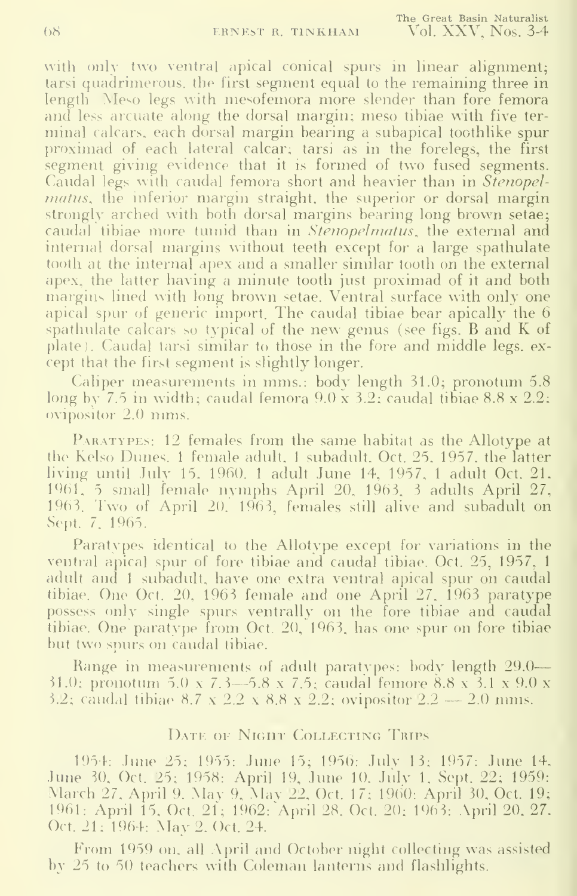with only two ventral apical conical spurs in linear alignment; tarsi quadrimerous, the first segment equal to the remaining three in length. Meso legs with mesofemora more slender than fore femora and less arcuate along the dorsal margin; meso tibiae with five terminal calcars, each dorsal margin bearing a subapical toothlike spur proximad of each lateral calcar; tarsi as in the forelegs, the first segment giving evidence that it is formed of two fused segments. Caudal legs with caudal femora short and heavier than in *Stenopelmatus*, the inferior margin straight, the superior or dorsal margin strongly arched with both dorsal margins bearing long brown setae; caudal tibiae more tumid than in *Stenopelmatus*, the external and internal dorsal margins without teeth except for a large spathulate tooth at the internal apex and a smaller similar tooth on the external apex, the latter having a minute tooth just proximad of it and both margins lined with long brown setae. Ventral surface with only one apical spur of generic import. The caudal tibiae bear apically the 6 spathulate calcars so typical of the new genus (see figs. B and K of plate). Caudal tarsi similar to those in the fore and middle legs, except that the first segment is slightly longer.

Caliper measurements in mms.: body length 31.0; pronotum 5.8 long by 7.5 in width; caudal femora 9.0 x 3.2; caudal tibiae 8.8 x 2.2; ovipositor 2.0 mms.

Paratypes: 12 females from the same habitat as the Allotype at the Kelso Dunes. 1 female adult, 1 subadult, Oct. 25, 1957, the latter living until July 15, 1960. 1 adult June 14, 1957, 1 adult Oct. 21, 1961, 5 small female nymphs April 20, 1963, 3 adults April 27, 1963. Two of April 20, 1963, females still alive and subadult on Sept. 7, 1965.

Paratypes identical to the Allotype except for variations in the ventral apical spur of fore tibiae and caudal tibiae. Oct. 25, 1957, 1 adult and 1 subadult, have one extra ventral apical spur on caudal tibiae. One Oct. 20, 1963 female and one April 27, 1963 paratype possess only single spurs ventrally on the fore tibiae and caudal tibiae. One paratype from Oct. 20, 1963, has one spur on fore tibiae but two spurs on caudal tibiae.

Range in measurements of adult paratypes: body length 29.0—31.0; pronotum 5.0 x 7.3—5.8 x 7.5; caudal femore 8.8 x 3.1 x 9.0 x 3.2; caudal tibiae 8.7 x 2.2 x 8.8 x 2.2; ovipositor 2.2 — 2.0 mms.

## Date of Night Collecting Trips

1954: June 25; 1955: June 15; 1956: July 13; 1957: June 14, June 30, Oct. 25; 1958: April 19, June 10, July 1, Sept. 22; 1959: March 27, April 9, May 9, May 22, Oct. 17; 1960: April 30, Oct. 19; 1961: April 15, Oct. 21; 1962: April 28, Oct. 20; 1963: April 20, 27, Oct. 21; 1964: May 2, Oct. 24.

From 1959 on, all April and October night collecting was assisted by 25 to 50 teachers with Coleman lanterns and flashlights.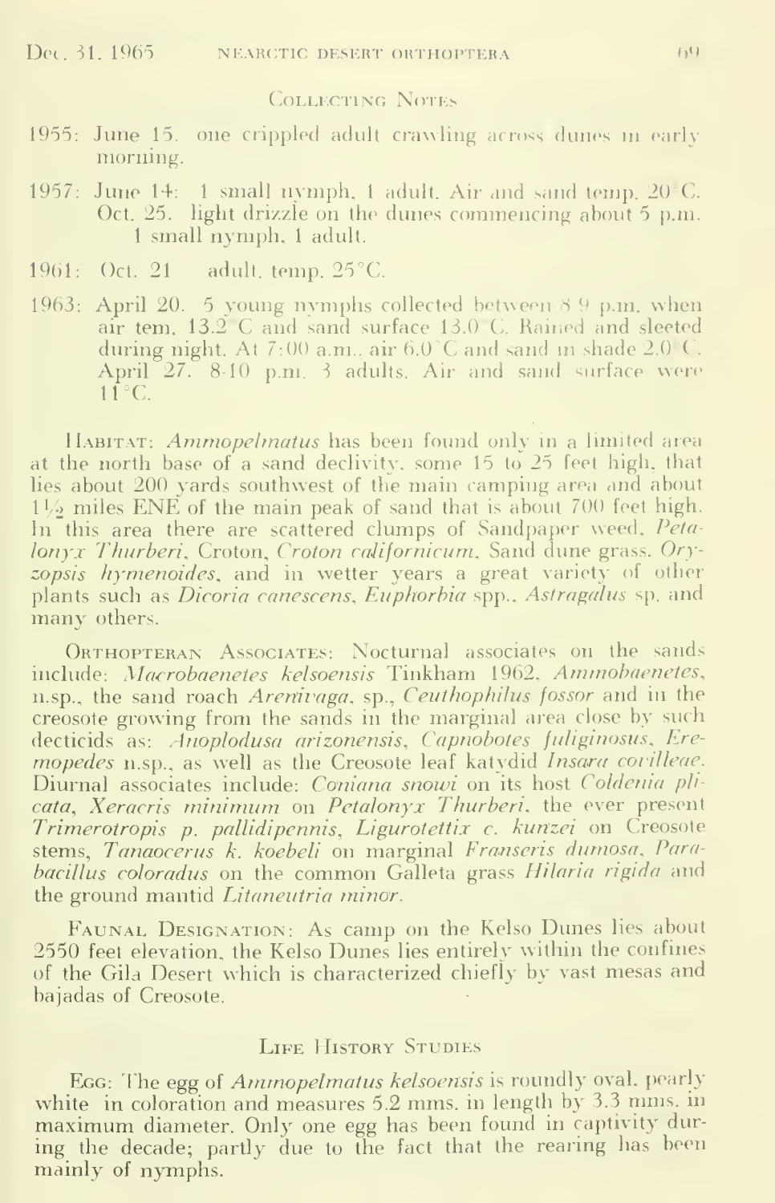### Collecting Notes

1955: June 15. one crippled adult crawling across dunes in early morning.

1957: June 14: 1 small nymph, 1 adult. Air and sand temp. 20°C. Oct. 25. light drizzle on the dunes commencing about 5 p.m. 1 small nymph, 1 adult.

1961: Oct. 21 adult. temp. 25°C.

1963: April 20. 5 young nymphs collected between 8-9 p.m. when air tem. 13.2°C and sand surface 13.0°C. Rained and sleeted during night. At 7:00 a.m., air 6.0°C and sand in shade 2.0°C. April 27. 8-10 p.m. 3 adults. Air and sand surface were 11°C.

Habitat: *Ammopelmatus* has been found only in a limited area at the north base of a sand declivity, some 15 to 25 feet high, that lies about 200 yards southwest of the main camping area and about 1½ miles ENE of the main peak of sand that is about 700 feet high. In this area there are scattered clumps of Sandpaper weed, *Petalonyx Thurberi*, Croton, *Croton californicum*, Sand dune grass, *Oryzopsis hymenoides*, and in wetter years a great variety of other plants such as *Dicoria canescens*, *Euphorbia* spp., *Astragalus* sp. and many others.

Orthopteran Associates: Nocturnal associates on the sands include: *Macrobaenetes kelsoensis* Tinkham 1962, *Ammobaenetes*, n.sp., the sand roach *Arenivaga*, sp., *Ceuthophilus fossor* and in the creosote growing from the sands in the marginal area close by such decticids as: *Anoplodusa arizonensis*, *Capnobotes fuliginosus*, *Eremopedes* n.sp., as well as the Creosote leaf katydid *Insara covilleae*. Diurnal associates include: *Coniana snowi* on its host *Coldenia plicata*, *Xeracris minimum* on *Petalonyx Thurberi*, the ever present *Trimerotropis p. pallidipennis*, *Ligurotettix c. kunzei* on Creosote stems, *Tanaocerus k. koebeli* on marginal *Franseria dumosa*, *Parabacillus coloradus* on the common Galleta grass *Hilaria rigida* and the ground mantid *Litaneutria minor*.

Faunal Designation: As camp on the Kelso Dunes lies about 2550 feet elevation, the Kelso Dunes lies entirely within the confines of the Gila Desert which is characterized chiefly by vast mesas and bajadas of Creosote.

### Life History Studies

Egg: The egg of *Ammopelmatus kelsoensis* is roundly oval, pearly white in coloration and measures 5.2 mms. in length by 3.3 mms. in maximum diameter. Only one egg has been found in captivity during the decade; partly due to the fact that the rearing has been mainly of nymphs.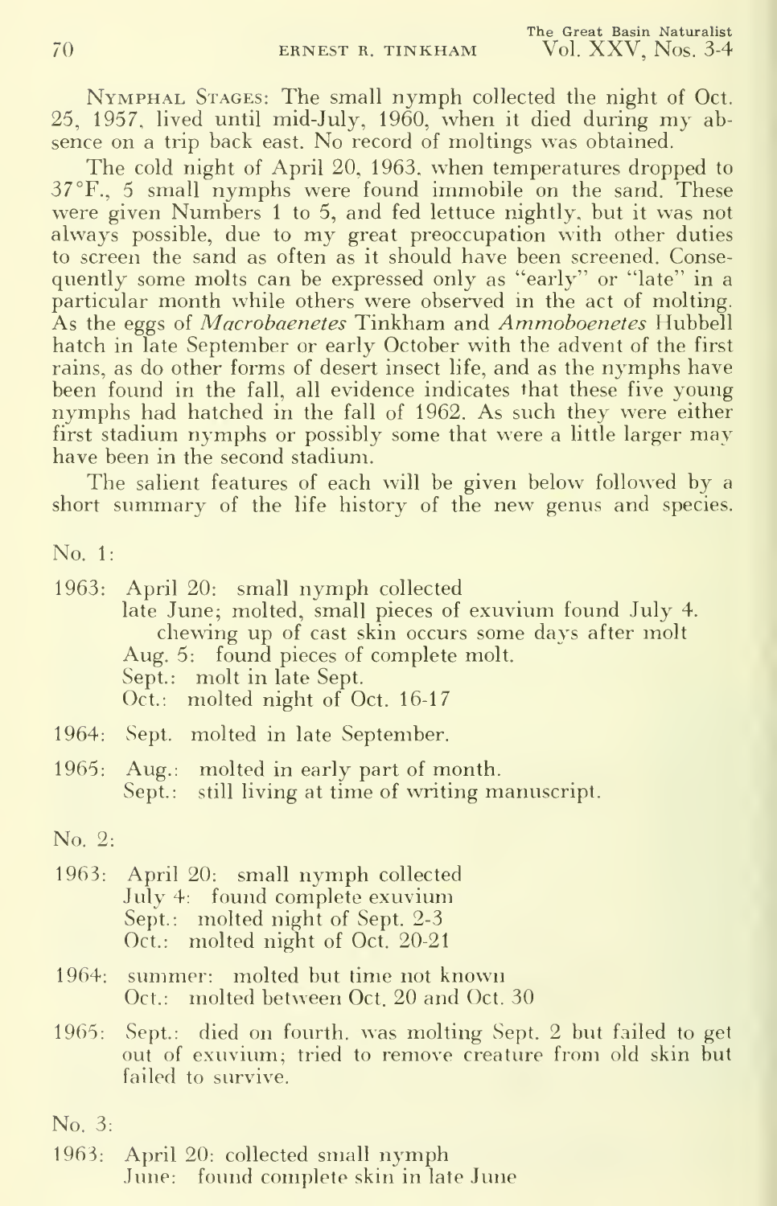Nymphal Stages: The small nymph collected the night of Oct. 25, 1957, lived until mid-July, 1960, when it died during my absence on a trip back east. No record of moltings was obtained.

The cold night of April 20, 1963, when temperatures dropped to 37°F., 5 small nymphs were found immobile on the sand. These were given Numbers 1 to 5, and fed lettuce nightly, but it was not always possible, due to my great preoccupation with other duties to screen the sand as often as it should have been screened. Consequently some molts can be expressed only as "early" or "late" in a particular month while others were observed in the act of molting. As the eggs of *Macrobaenetes* Tinkham and *Ammoboenetes* Hubbell hatch in late September or early October with the advent of the first rains, as do other forms of desert insect life, and as the nymphs have been found in the fall, all evidence indicates that these five young nymphs had hatched in the fall of 1962. As such they were either first stadium nymphs or possibly some that were a little larger may have been in the second stadium.

The salient features of each will be given below followed by a short summary of the life history of the new genus and species.

No. 1:

1963: April 20: small nymph collected
late June; molted, small pieces of exuvium found July 4.
chewing up of cast skin occurs some days after molt
Aug. 5: found pieces of complete molt.
Sept.: molt in late Sept.
Oct.: molted night of Oct. 16-17

1964: Sept. molted in late September.

1965: Aug.: molted in early part of month.
Sept.: still living at time of writing manuscript.

No. 2:

1963: April 20: small nymph collected
July 4: found complete exuvium
Sept.: molted night of Sept. 2-3
Oct.: molted night of Oct. 20-21

1964: summer: molted but time not known
Oct.: molted between Oct. 20 and Oct. 30

1965: Sept.: died on fourth. was molting Sept. 2 but failed to get out of exuvium; tried to remove creature from old skin but failed to survive.

No. 3:

1963: April 20: collected small nymph
June: found complete skin in late June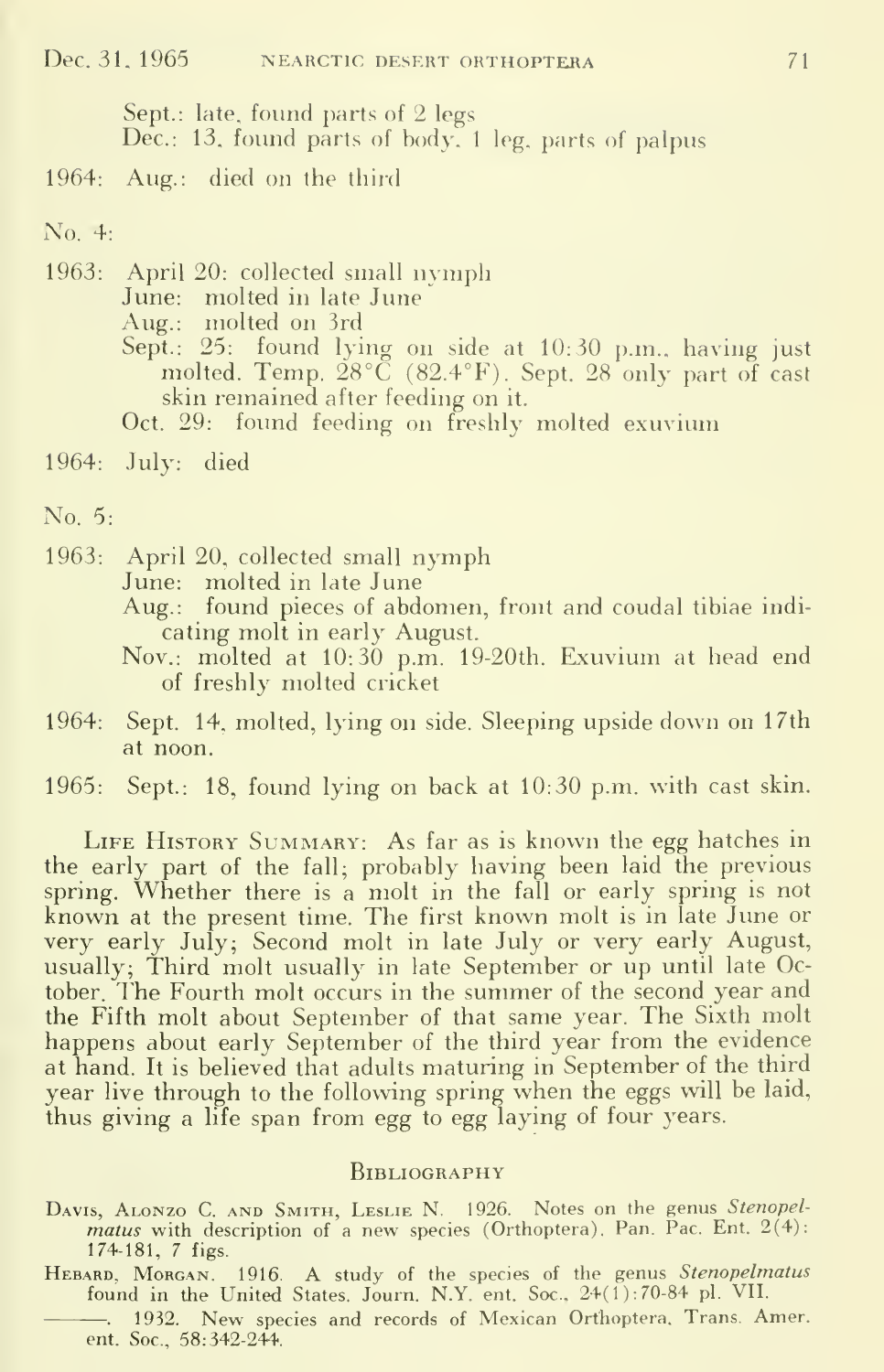Sept.: late, found parts of 2 legs
Dec.: 13, found parts of body, 1 leg, parts of palpus

1964: Aug.: died on the third

No. 4:

1963: April 20: collected small nymph
June: molted in late June
Aug.: molted on 3rd
Sept.: 25: found lying on side at 10:30 p.m., having just molted. Temp. 28°C (82.4°F). Sept. 28 only part of cast skin remained after feeding on it.
Oct. 29: found feeding on freshly molted exuvium

1964: July: died

No. 5:

1963: April 20, collected small nymph
June: molted in late June
Aug.: found pieces of abdomen, front and coudal tibiae indicating molt in early August.
Nov.: molted at 10:30 p.m. 19-20th. Exuvium at head end of freshly molted cricket

1964: Sept. 14, molted, lying on side. Sleeping upside down on 17th at noon.

1965: Sept.: 18, found lying on back at 10:30 p.m. with cast skin.

Life History Summary: As far as is known the egg hatches in the early part of the fall; probably having been laid the previous spring. Whether there is a molt in the fall or early spring is not known at the present time. The first known molt is in late June or very early July; Second molt in late July or very early August, usually; Third molt usually in late September or up until late October. The Fourth molt occurs in the summer of the second year and the Fifth molt about September of that same year. The Sixth molt happens about early September of the third year from the evidence at hand. It is believed that adults maturing in September of the third year live through to the following spring when the eggs will be laid, thus giving a life span from egg to egg laying of four years.

## Bibliography

Davis, Alonzo C. and Smith, Leslie N. 1926. Notes on the genus *Stenopelmatus* with description of a new species (Orthoptera). Pan. Pac. Ent. 2(4): 174-181, 7 figs.

Hebard, Morgan. 1916. A study of the species of the genus *Stenopelmatus* found in the United States. Journ. N.Y. ent. Soc., 24(1):70-84 pl. VII.

———. 1932. New species and records of Mexican Orthoptera. Trans. Amer. ent. Soc., 58:342-244.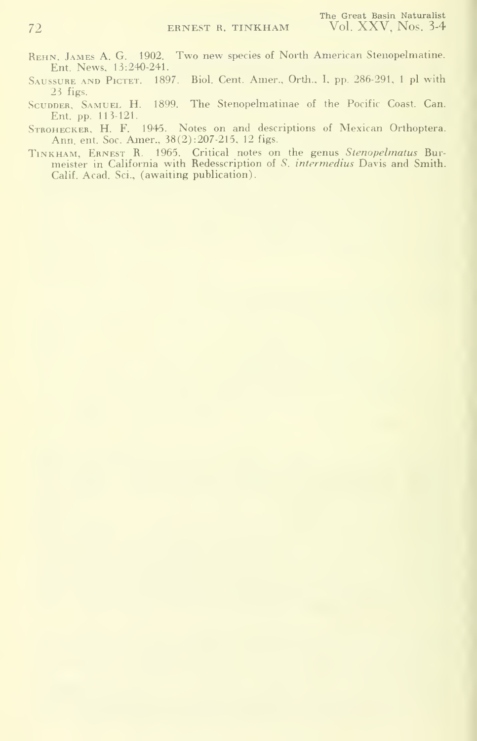Rehn, James A. G. 1902. Two new species of North American Stenopelmatine. Ent. News, 13:240-241.

Saussure and Pictet. 1897. Biol. Cent. Amer., Orth., I, pp. 286-291, 1 pl with 23 figs.

Scudder, Samuel H. 1899. The Stenopelmatinae of the Pocific Coast. Can. Ent. pp. 113-121.

Strohecker, H. F. 1945. Notes on and descriptions of Mexican Orthoptera. Ann. ent. Soc. Amer., 38(2):207-215, 12 figs.

Tinkham, Ernest R. 1965. Critical notes on the genus *Stenopelmatus* Burmeister in California with Redesscription of *S. intermedius* Davis and Smith. Calif. Acad. Sci., (awaiting publication).